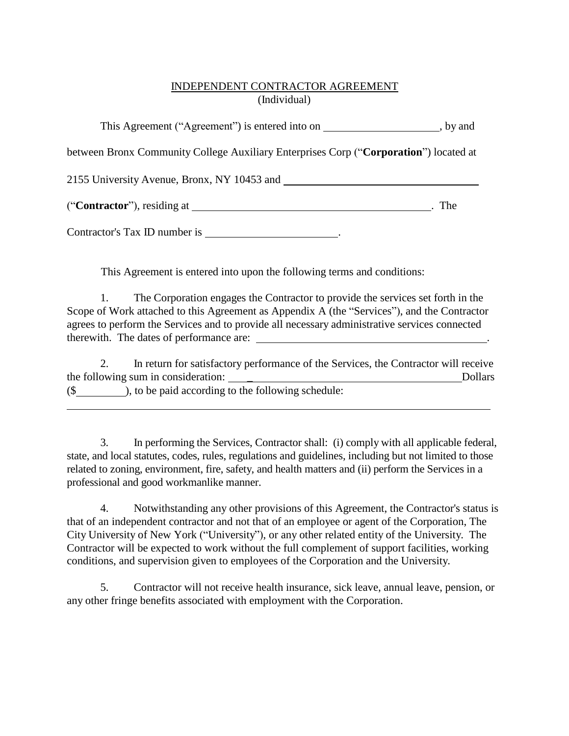# INDEPENDENT CONTRACTOR AGREEMENT

(Individual)

This Agreement ("Agreement") is entered into on \_\_\_\_\_\_\_\_\_\_\_\_\_\_\_\_\_\_\_\_\_\_, by and between Bronx Community College Auxiliary Enterprises Corp ("**Corporation**") located at 2155 University Avenue, Bronx, NY 10453 and \_\_\_\_\_\_\_\_\_\_\_\_\_\_\_\_\_\_\_\_\_\_\_\_\_\_\_\_\_\_\_\_\_\_\_\_\_\_ ("**Contractor**"), residing at \_\_\_\_\_\_\_\_\_\_\_\_\_\_\_\_\_\_\_\_\_\_\_\_\_\_\_\_\_\_\_\_\_\_\_\_\_\_\_\_\_\_\_\_\_\_. The Contractor's Tax ID number is \_\_\_\_\_\_\_\_\_\_\_\_\_\_\_\_\_\_\_\_\_\_\_\_\_.

This Agreement is entered into upon the following terms and conditions:

1. The Corporation engages the Contractor to provide the services set forth in the Scope of Work attached to this Agreement as Appendix A (the "Services"), and the Contractor agrees to perform the Services and to provide all necessary administrative services connected therewith. The dates of performance are: \_\_\_\_\_\_\_\_\_\_\_\_\_\_\_\_\_\_\_\_\_\_\_\_\_\_\_\_\_\_\_\_\_\_\_\_\_\_\_\_\_\_\_\_.

2. In return for satisfactory performance of the Services, the Contractor will receive the following sum in consideration: \_\_\_\_\_\_\_\_\_\_\_\_\_\_\_\_\_\_\_\_\_\_\_\_\_\_\_\_\_\_\_\_\_\_\_\_\_\_\_\_\_\_ Dollars ($\_\_\_\_\_\_\_\_\_), to be paid according to the following schedule:
\_\_\_\_\_\_\_\_\_\_\_\_\_\_\_\_\_\_\_\_\_\_\_\_\_\_\_\_\_\_\_\_\_\_\_\_\_\_\_\_\_\_\_\_\_\_\_\_\_\_\_\_\_\_\_\_\_\_\_\_\_\_\_\_\_\_\_\_\_\_\_\_\_\_\_\_\_\_

3. In performing the Services, Contractor shall: (i) comply with all applicable federal, state, and local statutes, codes, rules, regulations and guidelines, including but not limited to those related to zoning, environment, fire, safety, and health matters and (ii) perform the Services in a professional and good workmanlike manner.

4. Notwithstanding any other provisions of this Agreement, the Contractor's status is that of an independent contractor and not that of an employee or agent of the Corporation, The City University of New York ("University"), or any other related entity of the University. The Contractor will be expected to work without the full complement of support facilities, working conditions, and supervision given to employees of the Corporation and the University.

5. Contractor will not receive health insurance, sick leave, annual leave, pension, or any other fringe benefits associated with employment with the Corporation.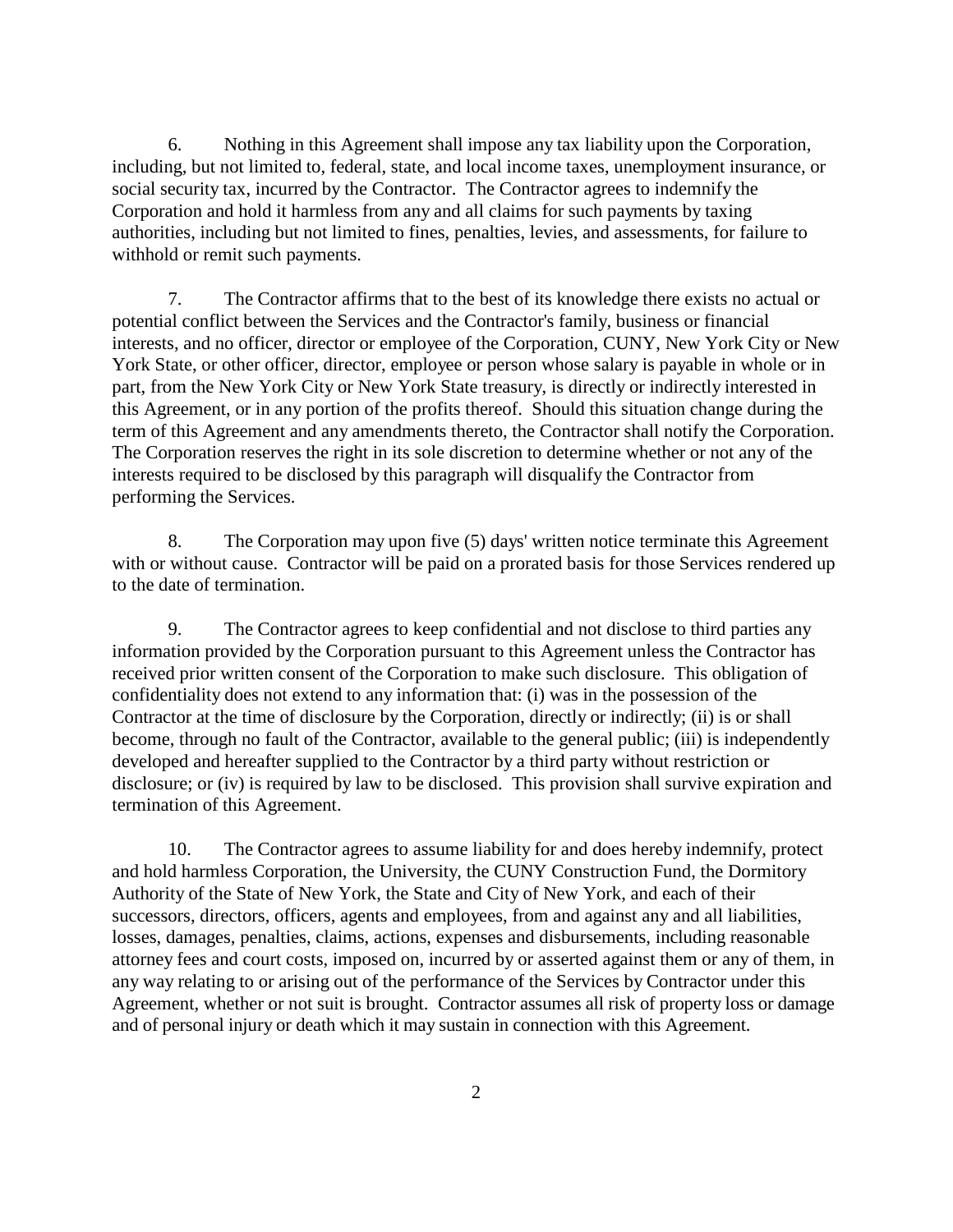6. Nothing in this Agreement shall impose any tax liability upon the Corporation, including, but not limited to, federal, state, and local income taxes, unemployment insurance, or social security tax, incurred by the Contractor. The Contractor agrees to indemnify the Corporation and hold it harmless from any and all claims for such payments by taxing authorities, including but not limited to fines, penalties, levies, and assessments, for failure to withhold or remit such payments.

7. The Contractor affirms that to the best of its knowledge there exists no actual or potential conflict between the Services and the Contractor's family, business or financial interests, and no officer, director or employee of the Corporation, CUNY, New York City or New York State, or other officer, director, employee or person whose salary is payable in whole or in part, from the New York City or New York State treasury, is directly or indirectly interested in this Agreement, or in any portion of the profits thereof. Should this situation change during the term of this Agreement and any amendments thereto, the Contractor shall notify the Corporation. The Corporation reserves the right in its sole discretion to determine whether or not any of the interests required to be disclosed by this paragraph will disqualify the Contractor from performing the Services.

8. The Corporation may upon five (5) days' written notice terminate this Agreement with or without cause. Contractor will be paid on a prorated basis for those Services rendered up to the date of termination.

9. The Contractor agrees to keep confidential and not disclose to third parties any information provided by the Corporation pursuant to this Agreement unless the Contractor has received prior written consent of the Corporation to make such disclosure. This obligation of confidentiality does not extend to any information that: (i) was in the possession of the Contractor at the time of disclosure by the Corporation, directly or indirectly; (ii) is or shall become, through no fault of the Contractor, available to the general public; (iii) is independently developed and hereafter supplied to the Contractor by a third party without restriction or disclosure; or (iv) is required by law to be disclosed. This provision shall survive expiration and termination of this Agreement.

10. The Contractor agrees to assume liability for and does hereby indemnify, protect and hold harmless Corporation, the University, the CUNY Construction Fund, the Dormitory Authority of the State of New York, the State and City of New York, and each of their successors, directors, officers, agents and employees, from and against any and all liabilities, losses, damages, penalties, claims, actions, expenses and disbursements, including reasonable attorney fees and court costs, imposed on, incurred by or asserted against them or any of them, in any way relating to or arising out of the performance of the Services by Contractor under this Agreement, whether or not suit is brought. Contractor assumes all risk of property loss or damage and of personal injury or death which it may sustain in connection with this Agreement.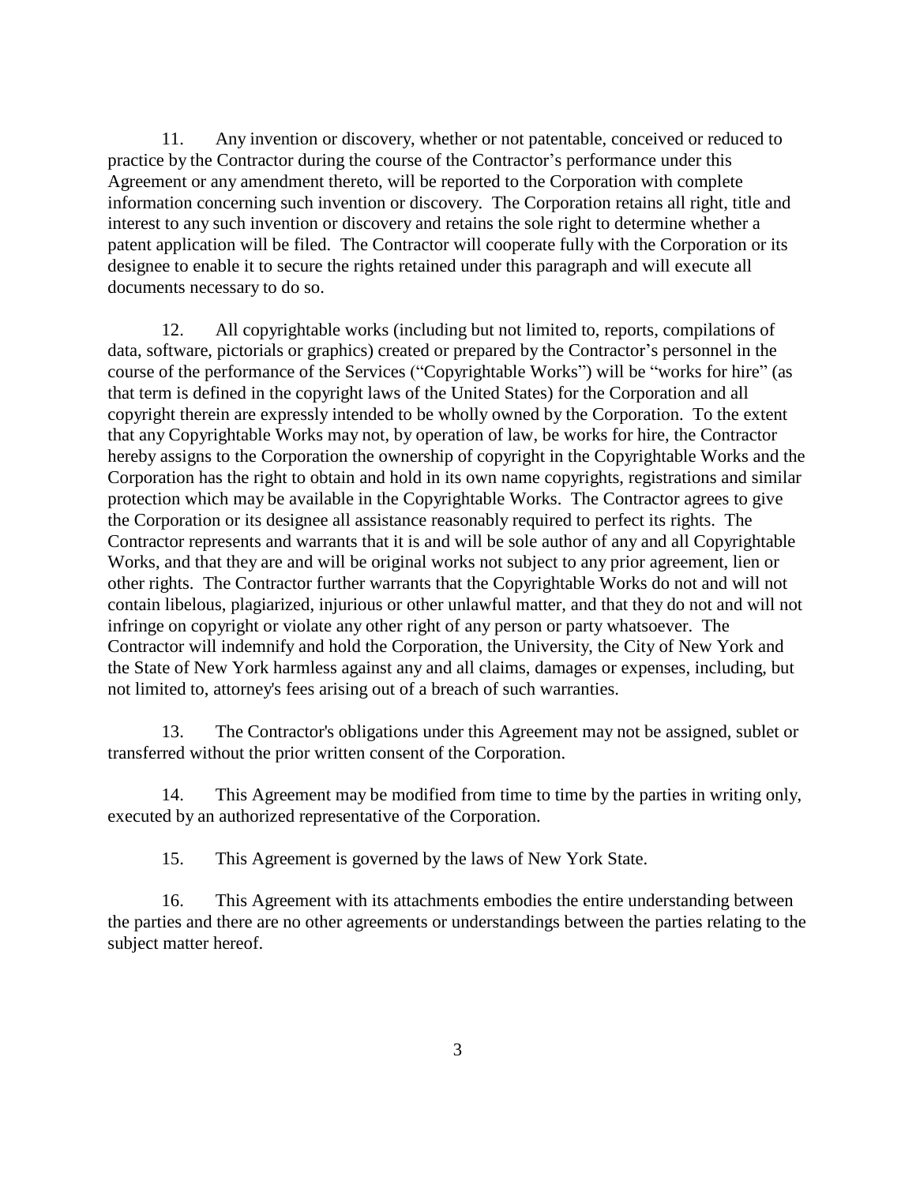11. Any invention or discovery, whether or not patentable, conceived or reduced to practice by the Contractor during the course of the Contractor's performance under this Agreement or any amendment thereto, will be reported to the Corporation with complete information concerning such invention or discovery. The Corporation retains all right, title and interest to any such invention or discovery and retains the sole right to determine whether a patent application will be filed. The Contractor will cooperate fully with the Corporation or its designee to enable it to secure the rights retained under this paragraph and will execute all documents necessary to do so.

12. All copyrightable works (including but not limited to, reports, compilations of data, software, pictorials or graphics) created or prepared by the Contractor's personnel in the course of the performance of the Services ("Copyrightable Works") will be "works for hire" (as that term is defined in the copyright laws of the United States) for the Corporation and all copyright therein are expressly intended to be wholly owned by the Corporation. To the extent that any Copyrightable Works may not, by operation of law, be works for hire, the Contractor hereby assigns to the Corporation the ownership of copyright in the Copyrightable Works and the Corporation has the right to obtain and hold in its own name copyrights, registrations and similar protection which may be available in the Copyrightable Works. The Contractor agrees to give the Corporation or its designee all assistance reasonably required to perfect its rights. The Contractor represents and warrants that it is and will be sole author of any and all Copyrightable Works, and that they are and will be original works not subject to any prior agreement, lien or other rights. The Contractor further warrants that the Copyrightable Works do not and will not contain libelous, plagiarized, injurious or other unlawful matter, and that they do not and will not infringe on copyright or violate any other right of any person or party whatsoever. The Contractor will indemnify and hold the Corporation, the University, the City of New York and the State of New York harmless against any and all claims, damages or expenses, including, but not limited to, attorney's fees arising out of a breach of such warranties.

13. The Contractor's obligations under this Agreement may not be assigned, sublet or transferred without the prior written consent of the Corporation.

14. This Agreement may be modified from time to time by the parties in writing only, executed by an authorized representative of the Corporation.

15. This Agreement is governed by the laws of New York State.

16. This Agreement with its attachments embodies the entire understanding between the parties and there are no other agreements or understandings between the parties relating to the subject matter hereof.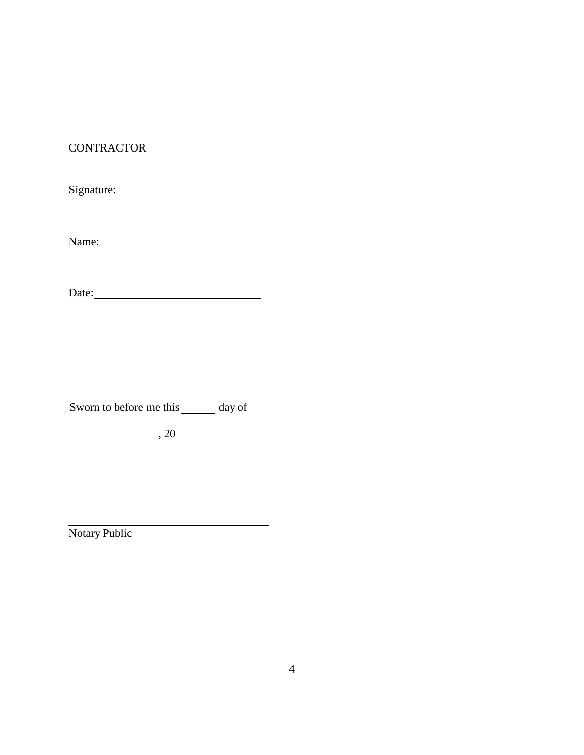CONTRACTOR

Signature: ____________________________

Name: ____________________________

Date: ____________________________

Sworn to before me this ______ day of

________________ , 20 ________

____________________________________

Notary Public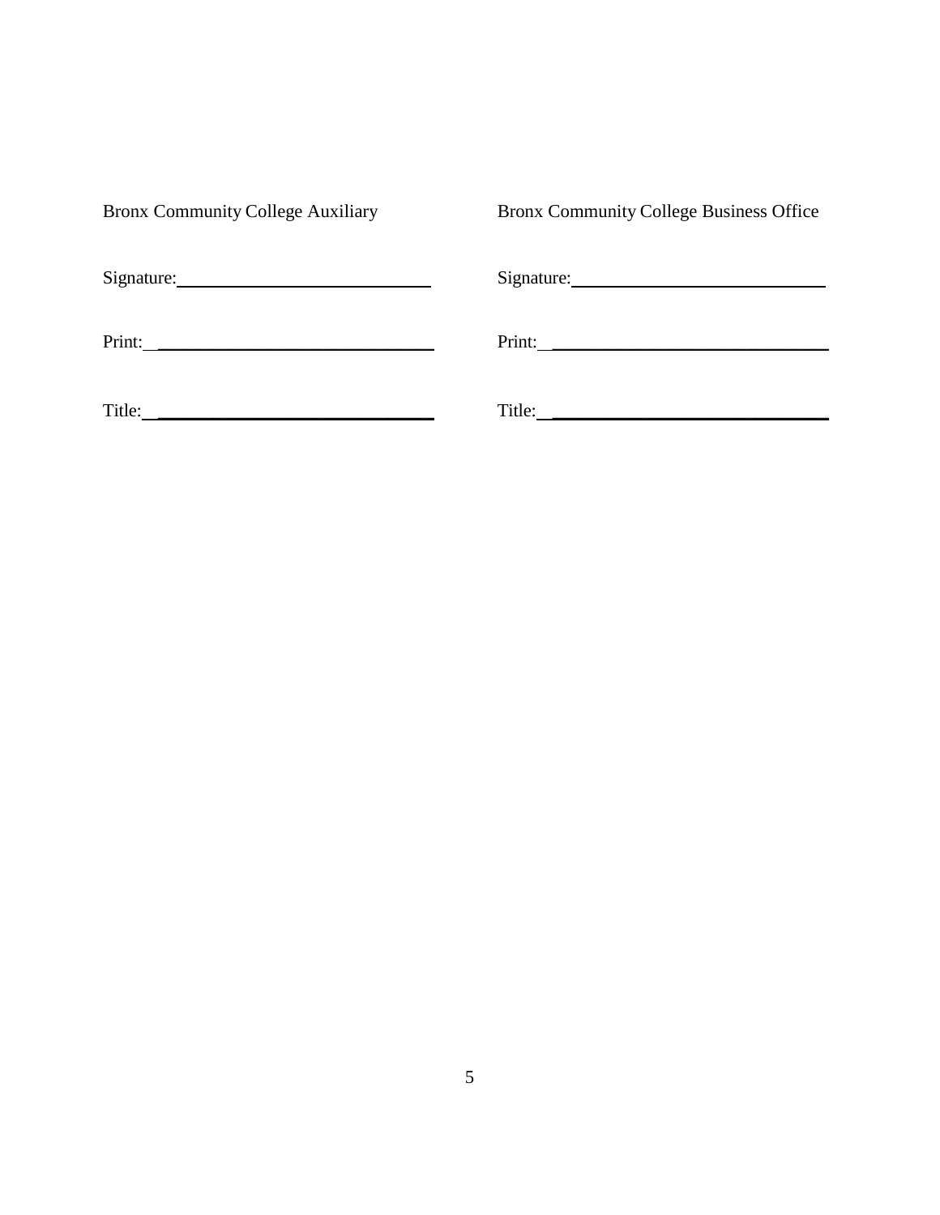Bronx Community College Auxiliary

Signature: ____________________________

Print: ________________________________

Title: ________________________________

Bronx Community College Business Office

Signature: ____________________________

Print: ________________________________

Title: ________________________________